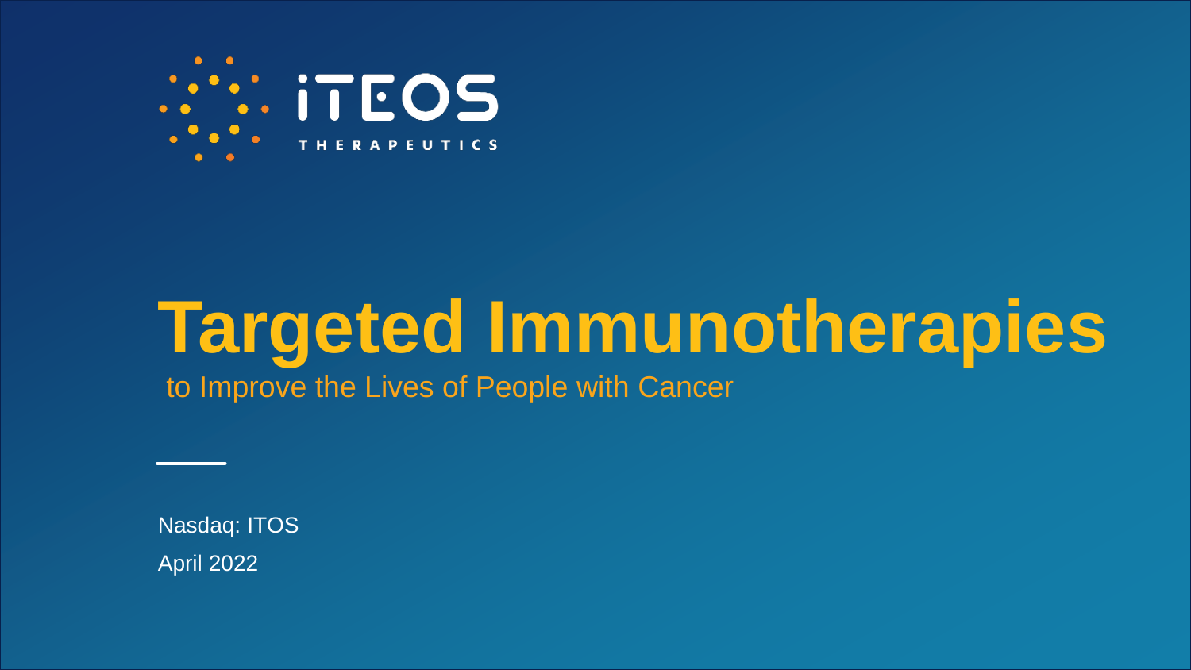iTEOS THERAPEUTICS

# Targeted Immunotherapies

to Improve the Lives of People with Cancer

Nasdaq: ITOS

April 2022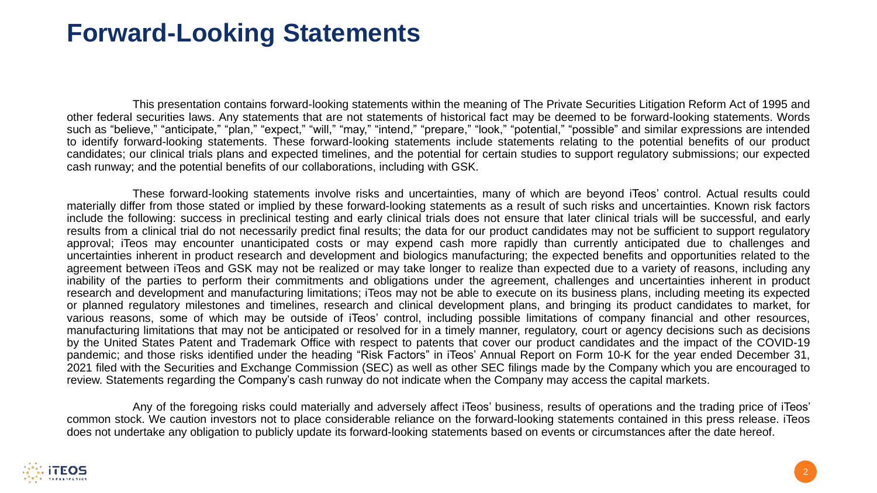# Forward-Looking Statements

This presentation contains forward-looking statements within the meaning of The Private Securities Litigation Reform Act of 1995 and other federal securities laws. Any statements that are not statements of historical fact may be deemed to be forward-looking statements. Words such as "believe," "anticipate," "plan," "expect," "will," "may," "intend," "prepare," "look," "potential," "possible" and similar expressions are intended to identify forward-looking statements. These forward-looking statements include statements relating to the potential benefits of our product candidates; our clinical trials plans and expected timelines, and the potential for certain studies to support regulatory submissions; our expected cash runway; and the potential benefits of our collaborations, including with GSK.

These forward-looking statements involve risks and uncertainties, many of which are beyond iTeos' control. Actual results could materially differ from those stated or implied by these forward-looking statements as a result of such risks and uncertainties. Known risk factors include the following: success in preclinical testing and early clinical trials does not ensure that later clinical trials will be successful, and early results from a clinical trial do not necessarily predict final results; the data for our product candidates may not be sufficient to support regulatory approval; iTeos may encounter unanticipated costs or may expend cash more rapidly than currently anticipated due to challenges and uncertainties inherent in product research and development and biologics manufacturing; the expected benefits and opportunities related to the agreement between iTeos and GSK may not be realized or may take longer to realize than expected due to a variety of reasons, including any inability of the parties to perform their commitments and obligations under the agreement, challenges and uncertainties inherent in product research and development and manufacturing limitations; iTeos may not be able to execute on its business plans, including meeting its expected or planned regulatory milestones and timelines, research and clinical development plans, and bringing its product candidates to market, for various reasons, some of which may be outside of iTeos' control, including possible limitations of company financial and other resources, manufacturing limitations that may not be anticipated or resolved for in a timely manner, regulatory, court or agency decisions such as decisions by the United States Patent and Trademark Office with respect to patents that cover our product candidates and the impact of the COVID-19 pandemic; and those risks identified under the heading "Risk Factors" in iTeos' Annual Report on Form 10-K for the year ended December 31, 2021 filed with the Securities and Exchange Commission (SEC) as well as other SEC filings made by the Company which you are encouraged to review. Statements regarding the Company's cash runway do not indicate when the Company may access the capital markets.

Any of the foregoing risks could materially and adversely affect iTeos' business, results of operations and the trading price of iTeos' common stock. We caution investors not to place considerable reliance on the forward-looking statements contained in this press release. iTeos does not undertake any obligation to publicly update its forward-looking statements based on events or circumstances after the date hereof.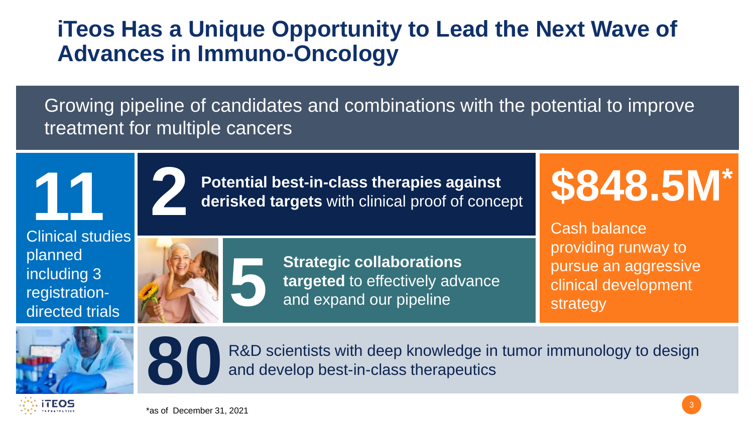# iTeos Has a Unique Opportunity to Lead the Next Wave of Advances in Immuno-Oncology

Growing pipeline of candidates and combinations with the potential to improve treatment for multiple cancers

**11**

Clinical studies planned including 3 registration-directed trials

**2**

**Potential best-in-class therapies against derisked targets** with clinical proof of concept

**5**

**Strategic collaborations targeted** to effectively advance and expand our pipeline

**$848.5M***

Cash balance providing runway to pursue an aggressive clinical development strategy

**80**

R&D scientists with deep knowledge in tumor immunology to design and develop best-in-class therapeutics

*as of December 31, 2021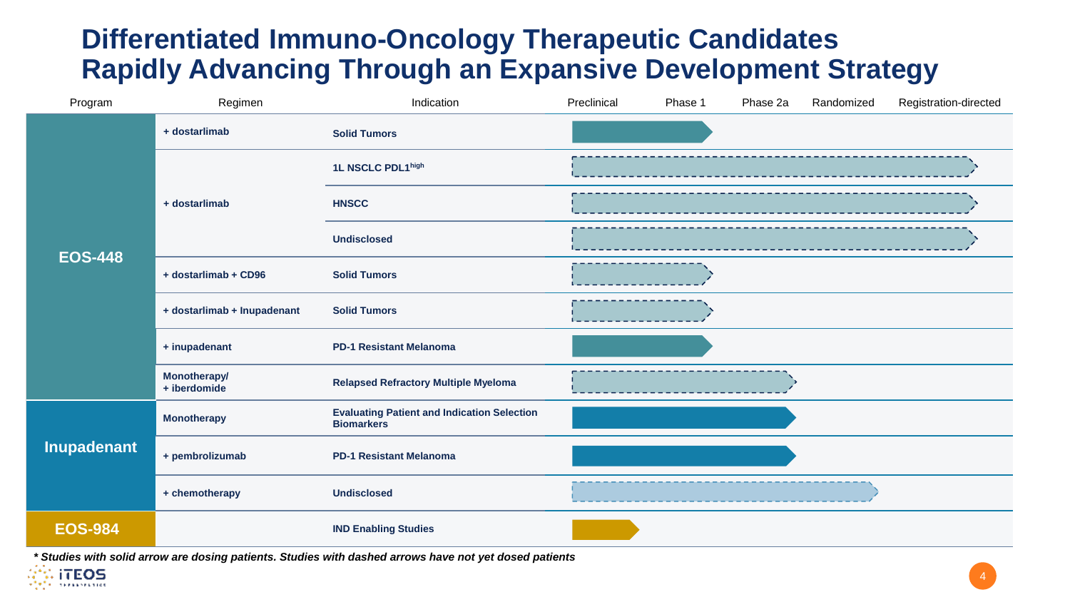# Differentiated Immuno-Oncology Therapeutic Candidates Rapidly Advancing Through an Expansive Development Strategy

| Program | Regimen | Indication | Preclinical | Phase 1 | Phase 2a | Randomized | Registration-directed |
|---|---|---|---|---|---|---|---|
| **EOS-448** | **+ dostarlimab** | **Solid Tumors** | | | | | |
| | **+ dostarlimab** | **1L NSCLC PDL1[high]** | | | | | |
| | | **HNSCC** | | | | | |
| | | **Undisclosed** | | | | | |
| | **+ dostarlimab + CD96** | **Solid Tumors** | | | | | |
| | **+ dostarlimab + Inupadenant** | **Solid Tumors** | | | | | |
| | **+ inupadenant** | **PD-1 Resistant Melanoma** | | | | | |
| | **Monotherapy/ + iberdomide** | **Relapsed Refractory Multiple Myeloma** | | | | | |
| **Inupadenant** | **Monotherapy** | **Evaluating Patient and Indication Selection Biomarkers** | | | | | |
| | **+ pembrolizumab** | **PD-1 Resistant Melanoma** | | | | | |
| | **+ chemotherapy** | **Undisclosed** | | | | | |
| **EOS-984** | | **IND Enabling Studies** | | | | | |

***\* Studies with solid arrow are dosing patients. Studies with dashed arrows have not yet dosed patients***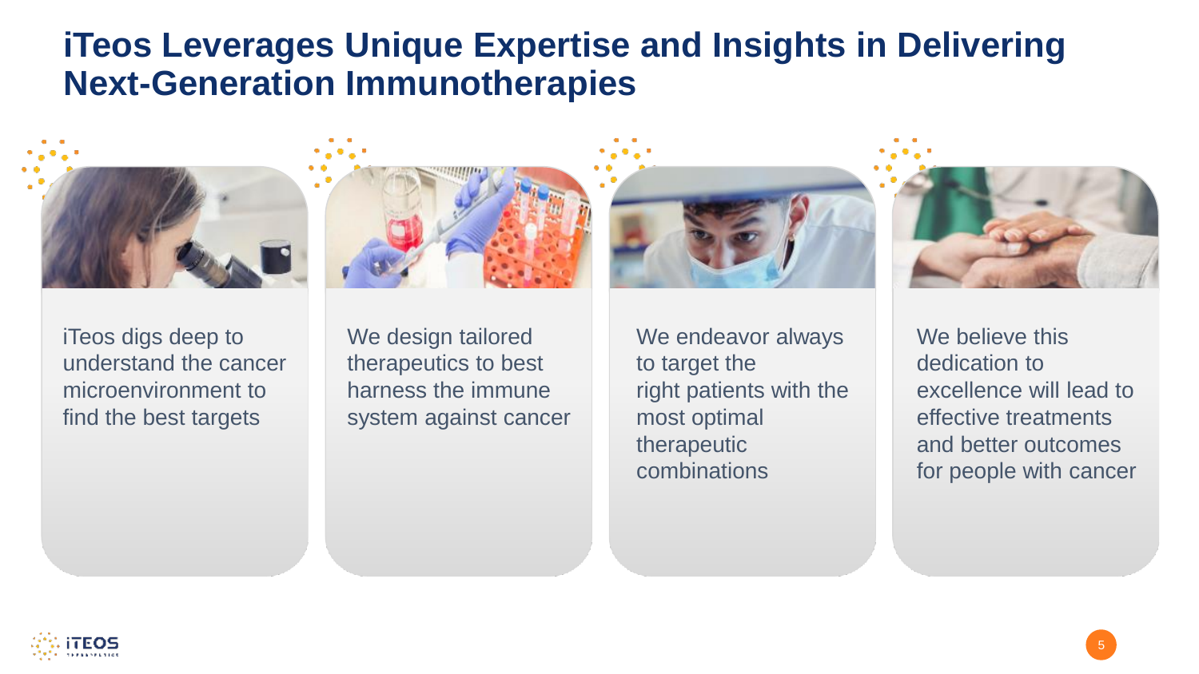# iTeos Leverages Unique Expertise and Insights in Delivering Next-Generation Immunotherapies

iTeos digs deep to understand the cancer microenvironment to find the best targets

We design tailored therapeutics to best harness the immune system against cancer

We endeavor always to target the right patients with the most optimal therapeutic combinations

We believe this dedication to excellence will lead to effective treatments and better outcomes for people with cancer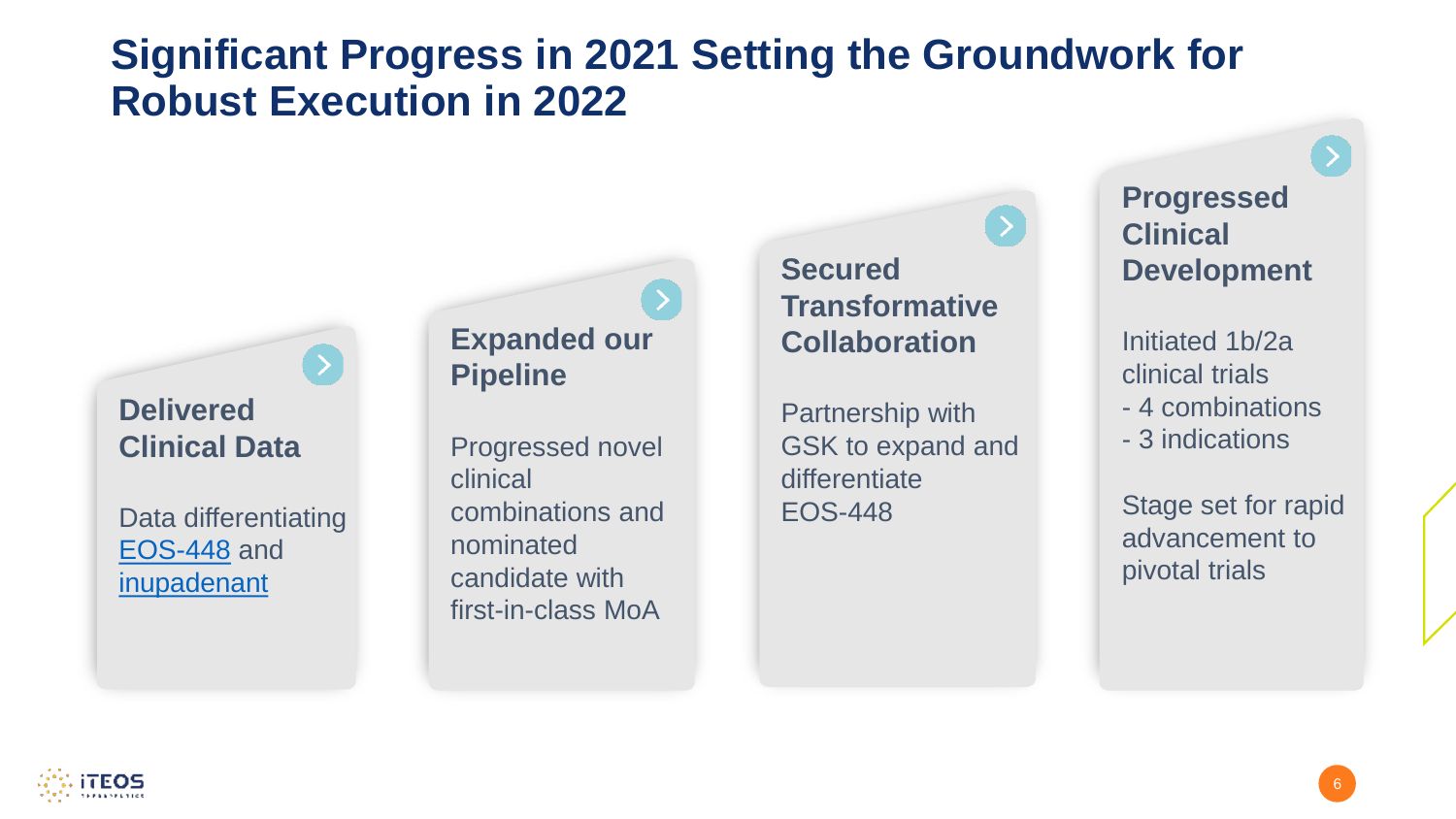# Significant Progress in 2021 Setting the Groundwork for Robust Execution in 2022

### Delivered Clinical Data

Data differentiating EOS-448 and inupadenant

### Expanded our Pipeline

Progressed novel clinical combinations and nominated candidate with first-in-class MoA

### Secured Transformative Collaboration

Partnership with GSK to expand and differentiate EOS-448

### Progressed Clinical Development

Initiated 1b/2a clinical trials
- 4 combinations
- 3 indications

Stage set for rapid advancement to pivotal trials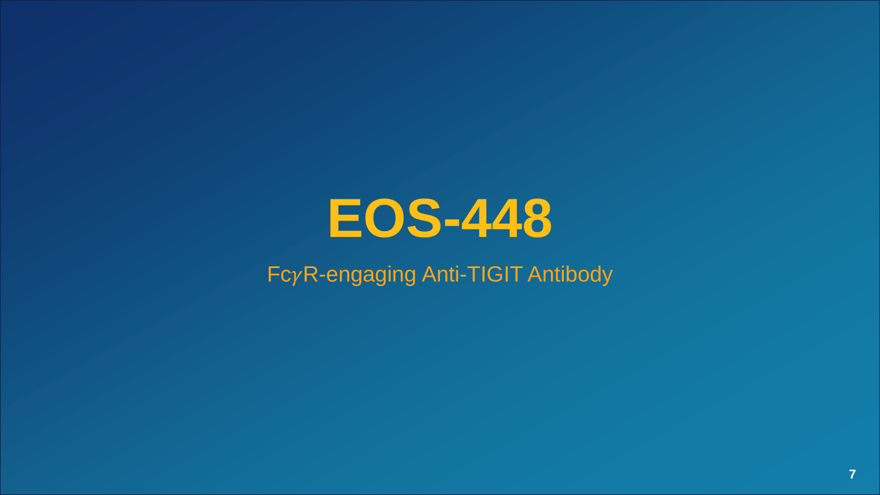# EOS-448

Fc$\gamma$R-engaging Anti-TIGIT Antibody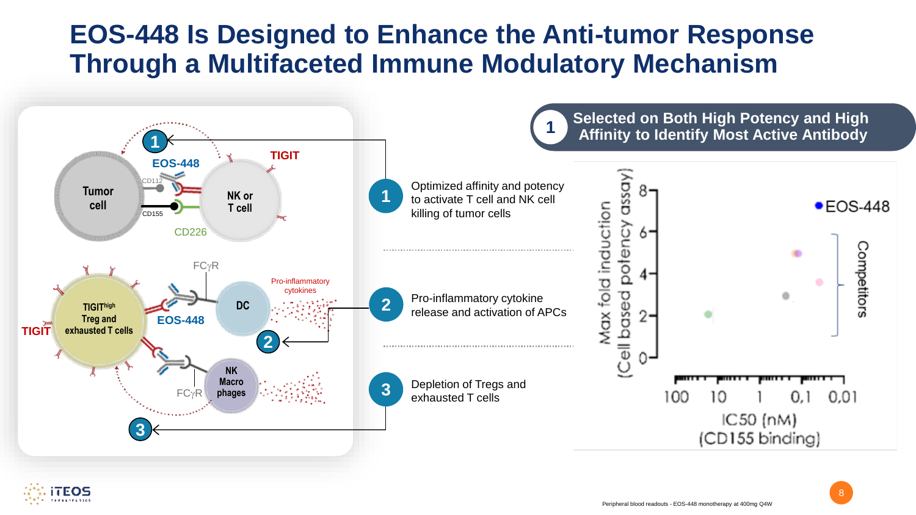# EOS-448 Is Designed to Enhance the Anti-tumor Response Through a Multifaceted Immune Modulatory Mechanism

1. Optimized affinity and potency to activate T cell and NK cell killing of tumor cells
2. Pro-inflammatory cytokine release and activation of APCs
3. Depletion of Tregs and exhausted T cells

## 1 Selected on Both High Potency and High Affinity to Identify Most Active Antibody

Peripheral blood readouts - EOS-448 monotherapy at 400mg Q4W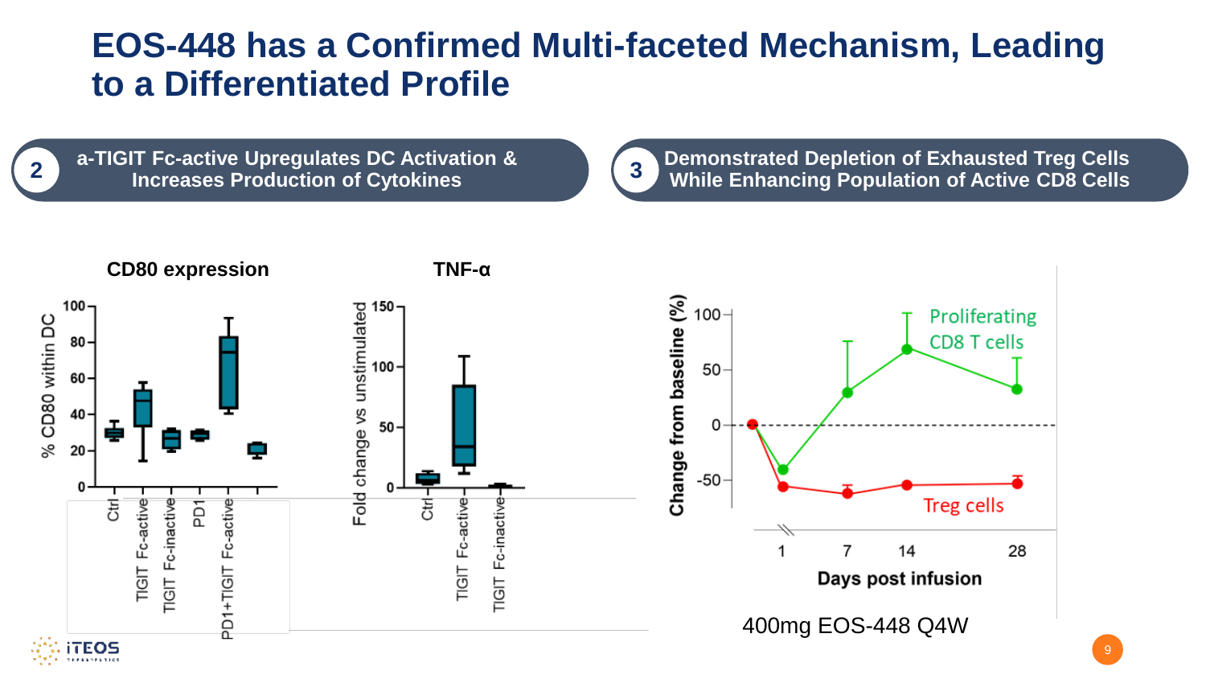# EOS-448 has a Confirmed Multi-faceted Mechanism, Leading to a Differentiated Profile

**2** a-TIGIT Fc-active Upregulates DC Activation & Increases Production of Cytokines

**CD80 expression**

**TNF-α**

**3** Demonstrated Depletion of Exhausted Treg Cells While Enhancing Population of Active CD8 Cells

400mg EOS-448 Q4W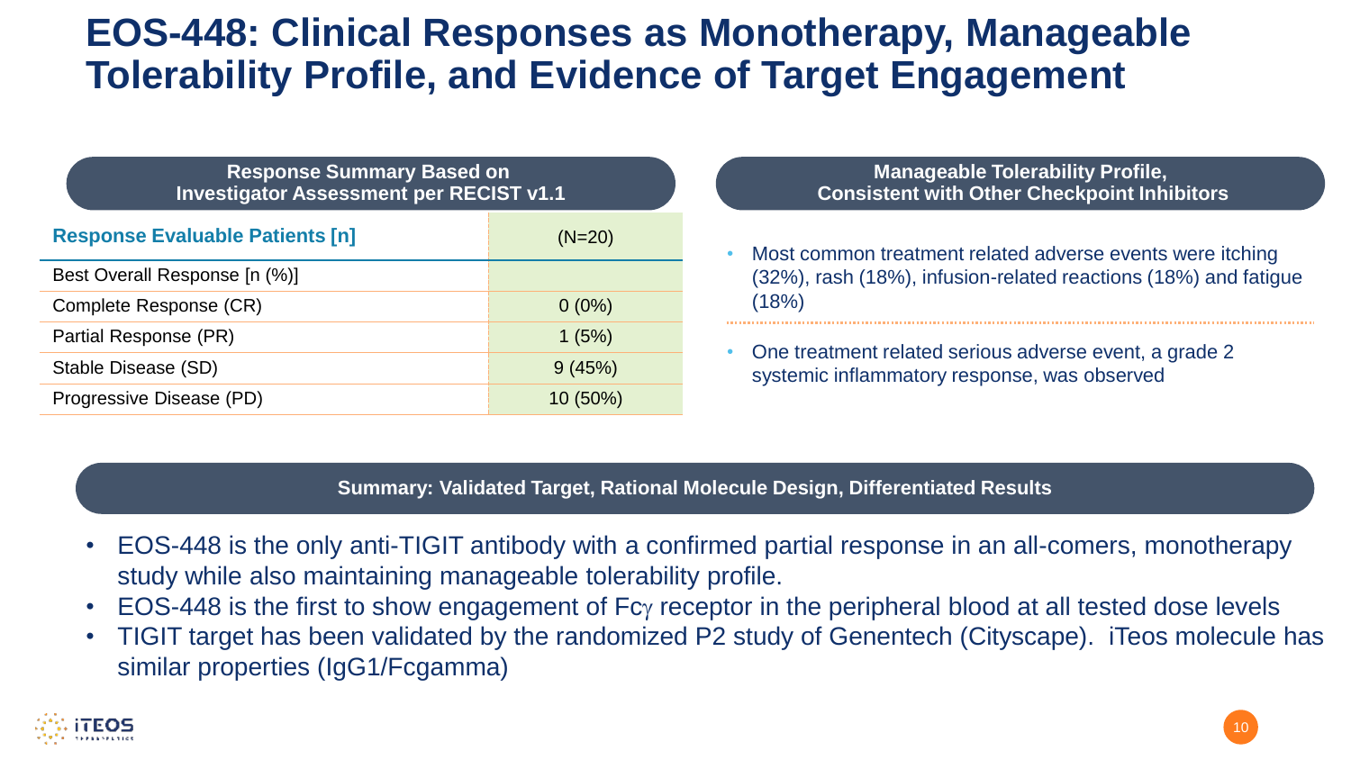# EOS-448: Clinical Responses as Monotherapy, Manageable Tolerability Profile, and Evidence of Target Engagement

## Response Summary Based on Investigator Assessment per RECIST v1.1

| Response Evaluable Patients [n] | (N=20) |
|---|---|
| Best Overall Response [n (%)] | |
| Complete Response (CR) | 0 (0%) |
| Partial Response (PR) | 1 (5%) |
| Stable Disease (SD) | 9 (45%) |
| Progressive Disease (PD) | 10 (50%) |

## Manageable Tolerability Profile, Consistent with Other Checkpoint Inhibitors

- Most common treatment related adverse events were itching (32%), rash (18%), infusion-related reactions (18%) and fatigue (18%)
- One treatment related serious adverse event, a grade 2 systemic inflammatory response, was observed

## Summary: Validated Target, Rational Molecule Design, Differentiated Results

- EOS-448 is the only anti-TIGIT antibody with a confirmed partial response in an all-comers, monotherapy study while also maintaining manageable tolerability profile.
- EOS-448 is the first to show engagement of Fc$\gamma$ receptor in the peripheral blood at all tested dose levels
- TIGIT target has been validated by the randomized P2 study of Genentech (Cityscape). iTeos molecule has similar properties (IgG1/Fcgamma)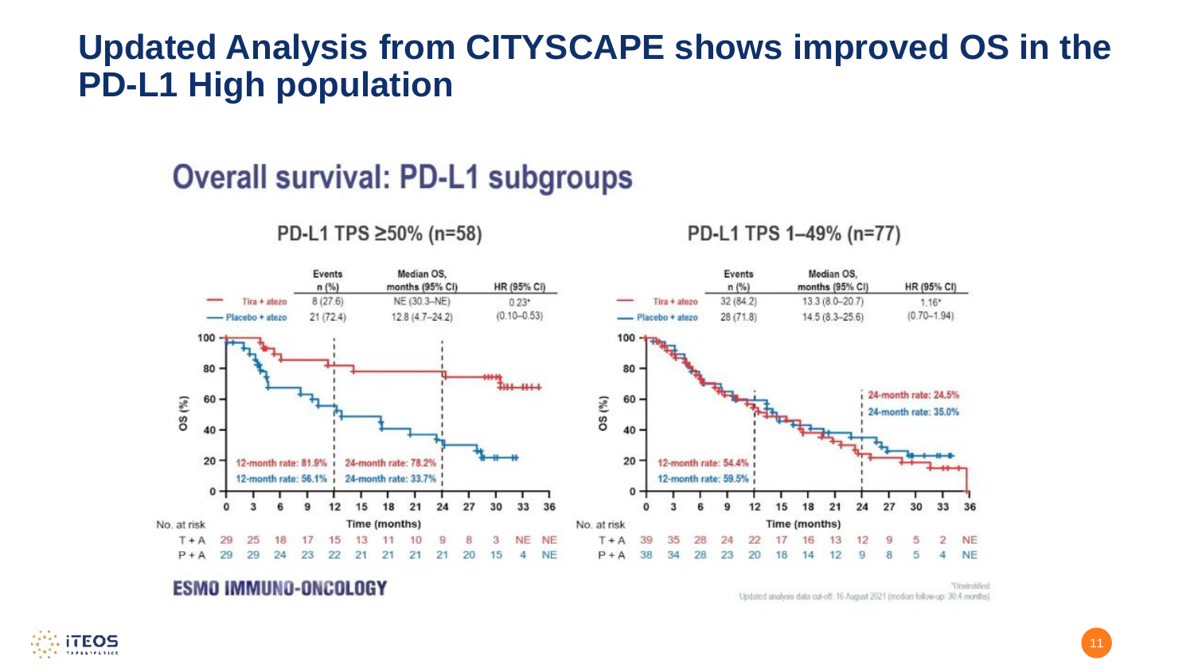# Updated Analysis from CITYSCAPE shows improved OS in the PD-L1 High population

## Overall survival: PD-L1 subgroups

### PD-L1 TPS ≥50% (n=58)

| | Events n (%) | Median OS, months (95% CI) | HR (95% CI) |
|---|---|---|---|
| Tira + atezo | 8 (27.6) | NE (30.3–NE) | 0.23* (0.10–0.53) |
| Placebo + atezo | 21 (72.4) | 12.8 (4.7–24.2) | |

12-month rate: 81.9% | 24-month rate: 78.2%

12-month rate: 56.1% | 24-month rate: 33.7%

| Time (months) | 0 | 3 | 6 | 9 | 12 | 15 | 18 | 21 | 24 | 27 | 30 | 33 | 36 |
|---|---|---|---|---|---|---|---|---|---|---|---|---|---|
| T + A | 29 | 25 | 18 | 17 | 15 | 13 | 11 | 10 | 9 | 8 | 3 | NE | NE |
| P + A | 29 | 29 | 24 | 23 | 22 | 21 | 21 | 21 | 21 | 20 | 15 | 4 | NE |

### PD-L1 TPS 1–49% (n=77)

| | Events n (%) | Median OS, months (95% CI) | HR (95% CI) |
|---|---|---|---|
| Tira + atezo | 32 (84.2) | 13.3 (8.0–20.7) | 1.16* (0.70–1.94) |
| Placebo + atezo | 28 (71.8) | 14.5 (8.3–25.6) | |

12-month rate: 54.4% | 24-month rate: 24.5%

12-month rate: 59.5% | 24-month rate: 35.0%

| Time (months) | 0 | 3 | 6 | 9 | 12 | 15 | 18 | 21 | 24 | 27 | 30 | 33 | 36 |
|---|---|---|---|---|---|---|---|---|---|---|---|---|---|
| T + A | 39 | 35 | 28 | 24 | 22 | 17 | 16 | 13 | 12 | 9 | 5 | 2 | NE |
| P + A | 38 | 34 | 28 | 23 | 20 | 18 | 14 | 12 | 9 | 8 | 5 | 4 | NE |

ESMO IMMUNO-ONCOLOGY

*Unstratified

Updated analysis data cut-off: 16 August 2021 (median follow-up: 30.4 months)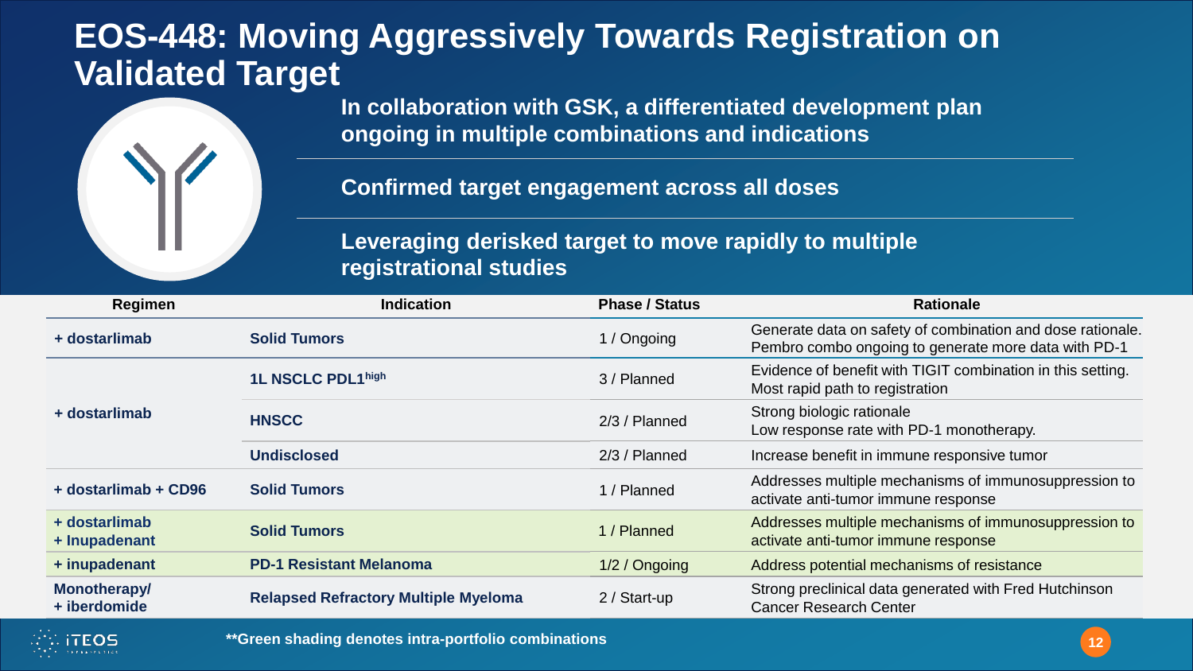# EOS-448: Moving Aggressively Towards Registration on Validated Target

**In collaboration with GSK, a differentiated development plan ongoing in multiple combinations and indications**

**Confirmed target engagement across all doses**

**Leveraging derisked target to move rapidly to multiple registrational studies**

| Regimen | Indication | Phase / Status | Rationale |
|---|---|---|---|
| **+ dostarlimab** | **Solid Tumors** | 1 / Ongoing | Generate data on safety of combination and dose rationale. Pembro combo ongoing to generate more data with PD-1 |
| **+ dostarlimab** | **1L NSCLC PDL1^high^** | 3 / Planned | Evidence of benefit with TIGIT combination in this setting. Most rapid path to registration |
| | **HNSCC** | 2/3 / Planned | Strong biologic rationale<br>Low response rate with PD-1 monotherapy. |
| | **Undisclosed** | 2/3 / Planned | Increase benefit in immune responsive tumor |
| **+ dostarlimab + CD96** | **Solid Tumors** | 1 / Planned | Addresses multiple mechanisms of immunosuppression to activate anti-tumor immune response |
| **+ dostarlimab + Inupadenant** | **Solid Tumors** | 1 / Planned | Addresses multiple mechanisms of immunosuppression to activate anti-tumor immune response |
| **+ inupadenant** | **PD-1 Resistant Melanoma** | 1/2 / Ongoing | Address potential mechanisms of resistance |
| **Monotherapy/ + iberdomide** | **Relapsed Refractory Multiple Myeloma** | 2 / Start-up | Strong preclinical data generated with Fred Hutchinson Cancer Research Center |

****Green shading denotes intra-portfolio combinations**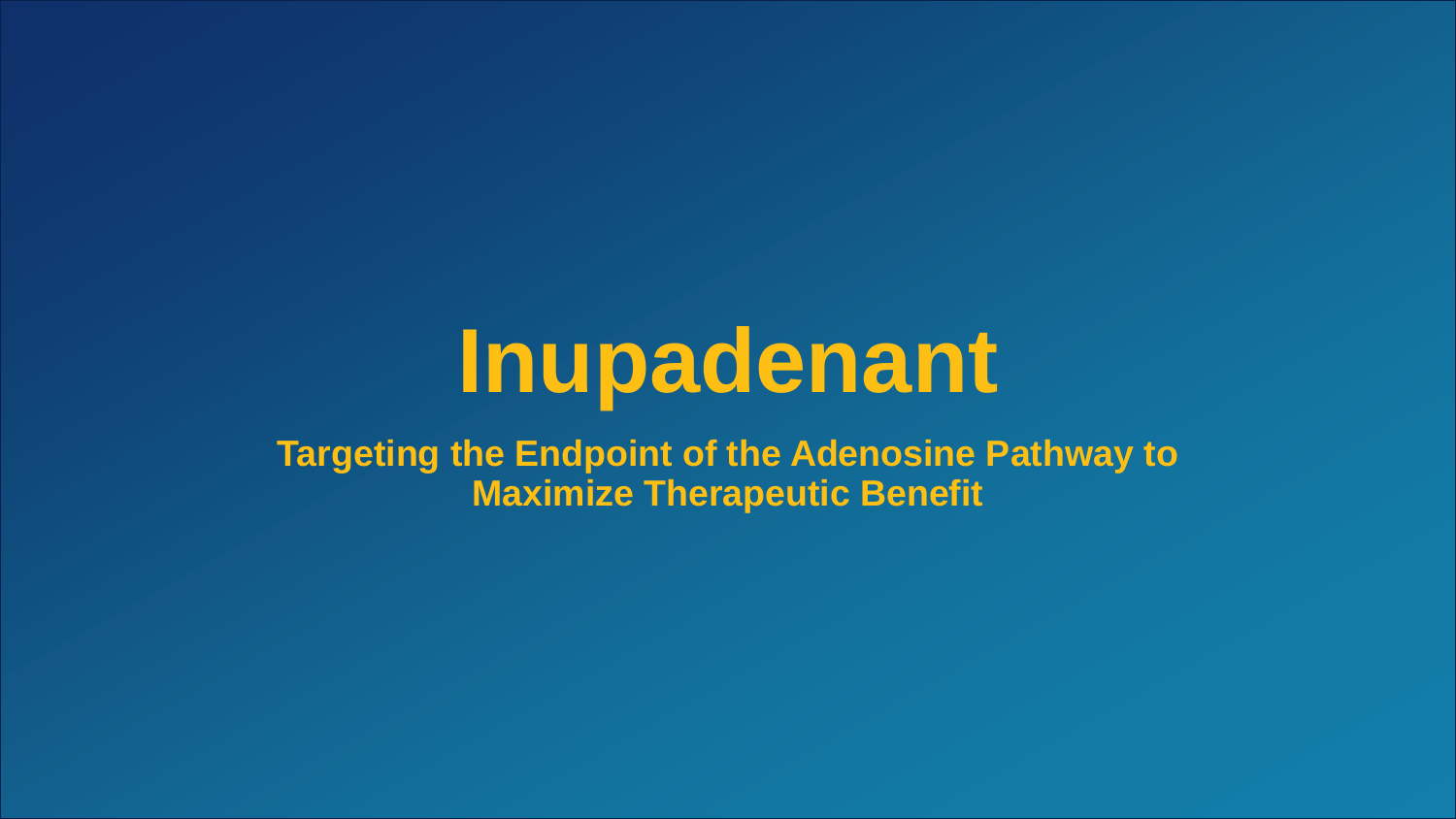# Inupadenant

**Targeting the Endpoint of the Adenosine Pathway to Maximize Therapeutic Benefit**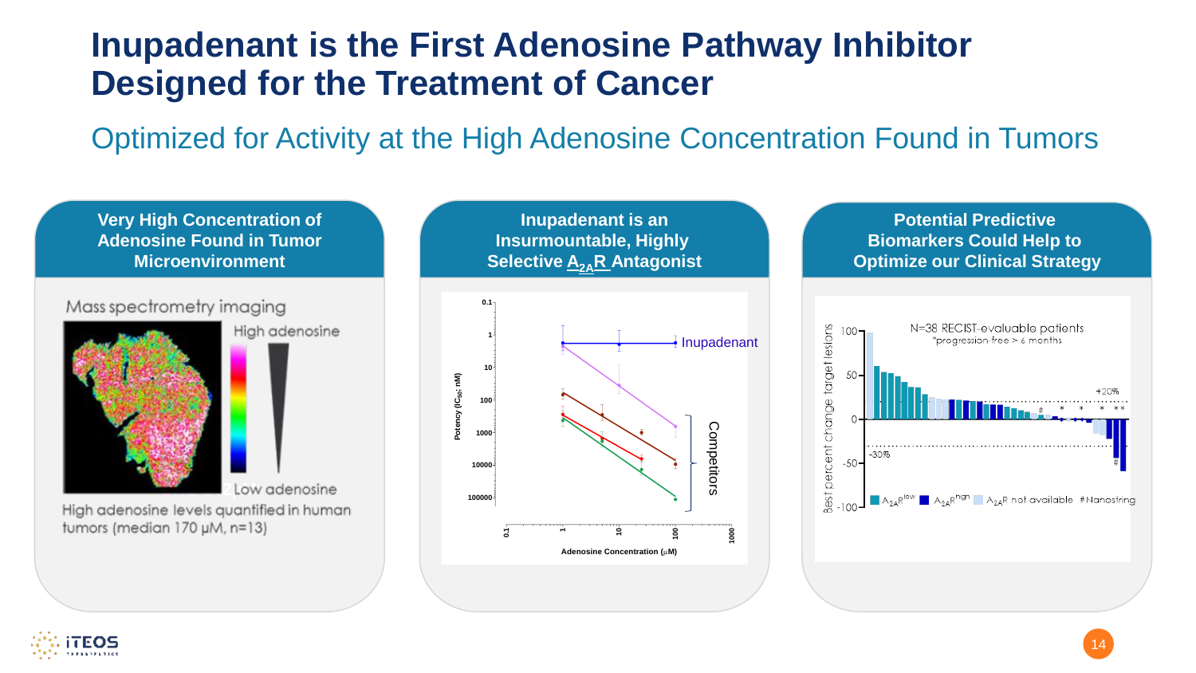# Inupadenant is the First Adenosine Pathway Inhibitor Designed for the Treatment of Cancer

## Optimized for Activity at the High Adenosine Concentration Found in Tumors

### Very High Concentration of Adenosine Found in Tumor Microenvironment

Mass spectrometry imaging

High adenosine

Low adenosine

High adenosine levels quantified in human tumors (median 170 μM, n=13)

### Inupadenant is an Insurmountable, Highly Selective $A_{2A}R$ Antagonist

Potency ($IC_{50}$; nM)

Adenosine Concentration (μM)

Inupadenant

Competitors

### Potential Predictive Biomarkers Could Help to Optimize our Clinical Strategy

N=38 RECIST-evaluable patients

*progression-free > 6 months

Best percent change target lesions

+20%

-30%

$A_{2A}R^{low}$ $A_{2A}R^{high}$ $A_{2A}R$ not available #Nanostring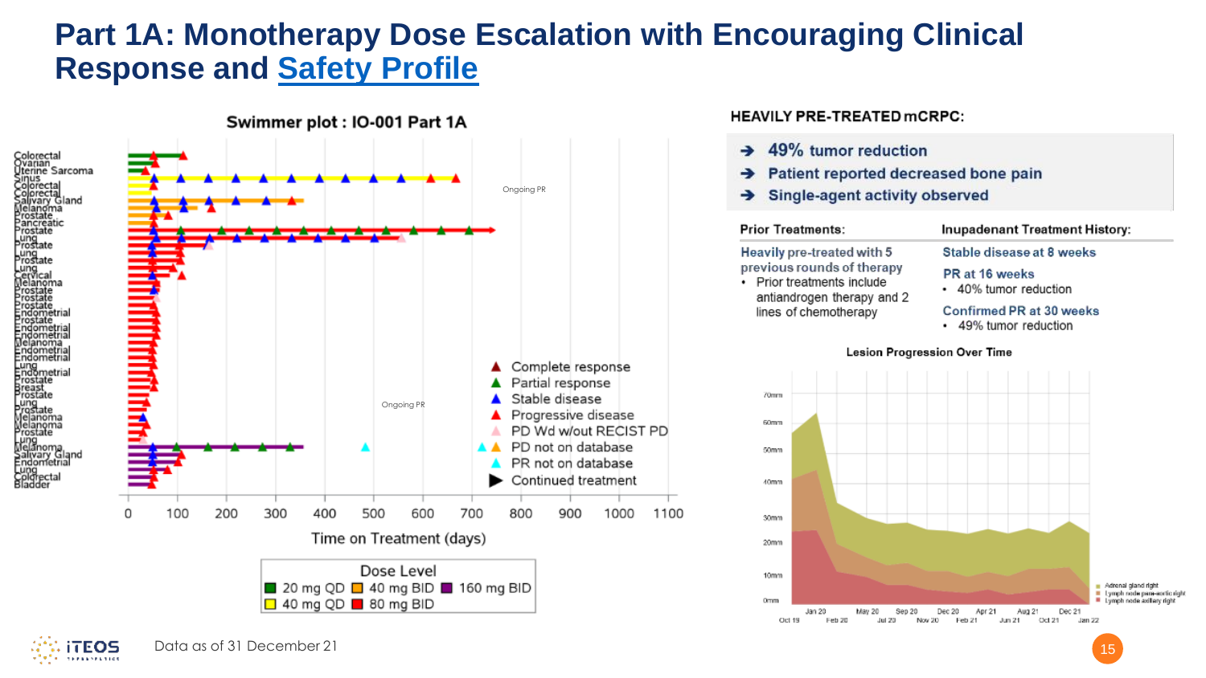# Part 1A: Monotherapy Dose Escalation with Encouraging Clinical Response and Safety Profile

**Swimmer plot : IO-001 Part 1A**

Colorectal, Ovarian, Uterine Sarcoma, Sinus, Colorectal, Colorectal, Salivary Gland, Melanoma, Prostate, Pancreatic, Prostate, Lung, Prostate, Lung, Prostate, Lung, Cervical, Melanoma, Prostate, Prostate, Prostate, Endometrial, Prostate, Endometrial, Endometrial, Melanoma, Endometrial, Endometrial, Lung, Endometrial, Prostate, Breast, Prostate, Lung, Prostate, Melanoma, Melanoma, Prostate, Lung, Melanoma, Salivary Gland, Endometrial, Lung, Colorectal, Bladder

Ongoing PR

Ongoing PR

Time on Treatment (days): 0, 100, 200, 300, 400, 500, 600, 700, 800, 900, 1000, 1100

Legend: Complete response; Partial response; Stable disease; Progressive disease; PD Wd w/out RECIST PD; PD not on database; PR not on database; Continued treatment

Dose Level: 20 mg QD; 40 mg QD; 40 mg BID; 80 mg BID; 160 mg BID

**HEAVILY PRE-TREATED mCRPC:**

- ➔ 49% tumor reduction
- ➔ Patient reported decreased bone pain
- ➔ Single-agent activity observed

| Prior Treatments: | Inupadenant Treatment History: |
|---|---|
| Heavily pre-treated with 5 previous rounds of therapy<br>• Prior treatments include antiandrogen therapy and 2 lines of chemotherapy | Stable disease at 8 weeks<br>PR at 16 weeks<br>• 40% tumor reduction<br>Confirmed PR at 30 weeks<br>• 49% tumor reduction |

**Lesion Progression Over Time**

0mm, 10mm, 20mm, 30mm, 40mm, 50mm, 60mm, 70mm

Oct 19, Jan 20, Feb 20, May 20, Jul 20, Sep 20, Nov 20, Dec 20, Feb 21, Apr 21, Jun 21, Aug 21, Oct 21, Dec 21, Jan 22

Adrenal gland right; Lymph node para-aortic right; Lymph node axillary right

Data as of 31 December 21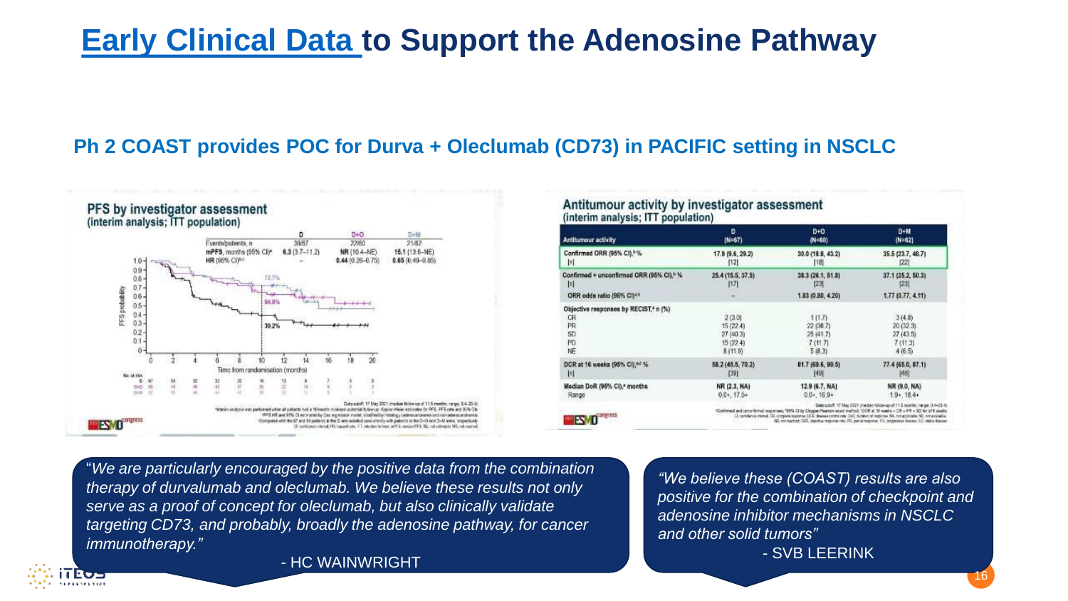# Early Clinical Data to Support the Adenosine Pathway

## Ph 2 COAST provides POC for Durva + Oleclumab (CD73) in PACIFIC setting in NSCLC

### PFS by investigator assessment
(interim analysis; ITT population)

| | D | D+O | D+M |
|---|---|---|---|
| Events/patients, n | 38/67 | 22/60 | 21/62 |
| mPFS, months (95% CI)ᵃ | 6.3 (3.7–11.2) | NR (10.4–NE) | 15.1 (13.6–NE) |
| HR (95% CI)ᵇᶜ | – | 0.44 (0.26–0.75) | 0.65 (0.49–0.85) |

### Antitumour activity by investigator assessment
(interim analysis; ITT population)

| Antitumour activity | D (N=67) | D+O (N=60) | D+M (N=62) |
|---|---|---|---|
| Confirmed ORR (95% CI),ᵃ,ᵇ % [n] | 17.9 (9.6, 29.2) [12] | 30.0 (18.8, 43.2) [18] | 35.5 (23.7, 48.7) [22] |
| Confirmed + unconfirmed ORR (95% CI),ᵃ,ᵇ % [n] | 25.4 (15.5, 37.5) [17] | 38.3 (26.1, 51.8) [23] | 37.1 (25.2, 50.3) [23] |
| ORR odds ratio (95% CI)ᵃ,ᵇ | – | 1.83 (0.80, 4.20) | 1.77 (0.77, 4.11) |
| Objective responses by RECIST,ᵃ n (%) | | | |
| CR | 2 (3.0) | 1 (1.7) | 3 (4.8) |
| PR | 15 (22.4) | 22 (36.7) | 20 (32.3) |
| SD | 27 (40.3) | 25 (41.7) | 27 (43.5) |
| PD | 15 (22.4) | 7 (11.7) | 7 (11.3) |
| NE | 8 (11.9) | 5 (8.3) | 4 (6.5) |
| DCR at 16 weeks (95% CI),ᵃ,ᶜ % [n] | 58.2 (45.5, 70.2) [39] | 81.7 (69.6, 90.5) [49] | 77.4 (65.0, 87.1) [48] |
| Median DoR (95% CI),ᵃ months | NR (2.3, NA) | 12.9 (6.7, NA) | NR (9.0, NA) |
| Range | 0.0+, 17.5+ | 0.0+, 16.9+ | 1.9+, 18.4+ |

Data cutoff: 17 May 2021 (median follow-up of 11.5 months; range: 0.4–23.4)

> "We are particularly encouraged by the positive data from the combination therapy of durvalumab and oleclumab. We believe these results not only serve as a proof of concept for oleclumab, but also clinically validate targeting CD73, and probably, broadly the adenosine pathway, for cancer immunotherapy."
>
> \- HC WAINWRIGHT

> "We believe these (COAST) results are also positive for the combination of checkpoint and adenosine inhibitor mechanisms in NSCLC and other solid tumors"
>
> \- SVB LEERINK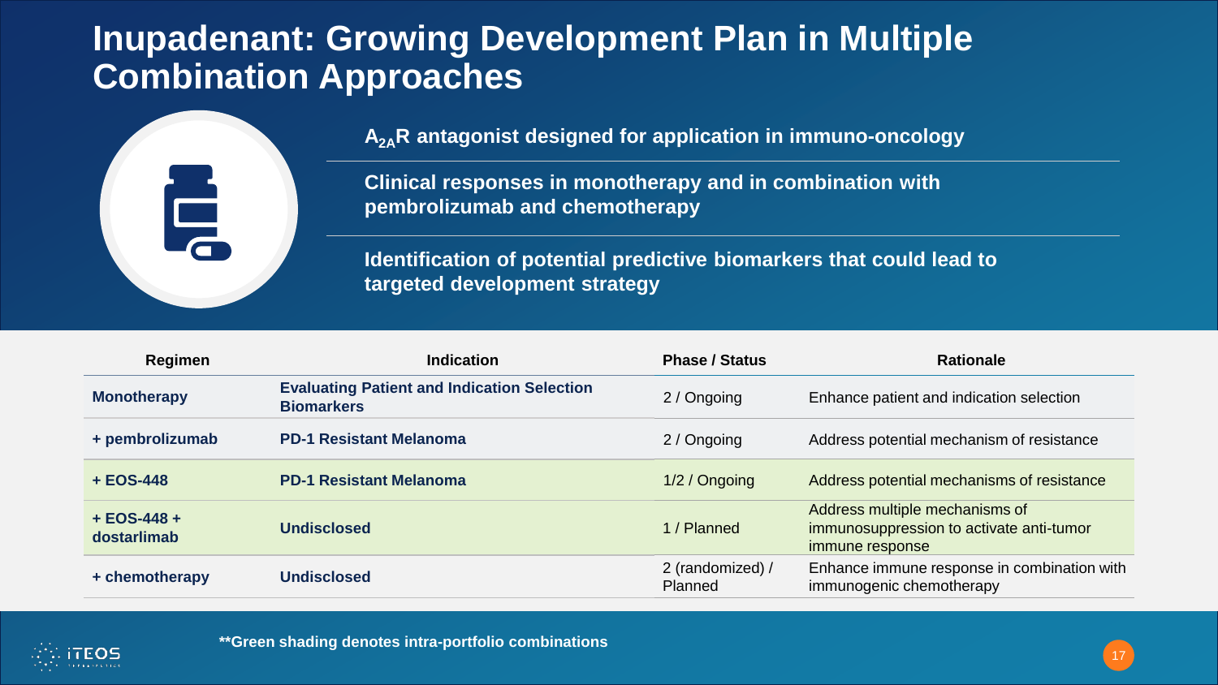# Inupadenant: Growing Development Plan in Multiple Combination Approaches

**$A_{2A}R$ antagonist designed for application in immuno-oncology**

**Clinical responses in monotherapy and in combination with pembrolizumab and chemotherapy**

**Identification of potential predictive biomarkers that could lead to targeted development strategy**

| Regimen | Indication | Phase / Status | Rationale |
|---|---|---|---|
| **Monotherapy** | **Evaluating Patient and Indication Selection Biomarkers** | 2 / Ongoing | Enhance patient and indication selection |
| **+ pembrolizumab** | **PD-1 Resistant Melanoma** | 2 / Ongoing | Address potential mechanism of resistance |
| **+ EOS-448** | **PD-1 Resistant Melanoma** | 1/2 / Ongoing | Address potential mechanisms of resistance |
| **+ EOS-448 + dostarlimab** | **Undisclosed** | 1 / Planned | Address multiple mechanisms of immunosuppression to activate anti-tumor immune response |
| **+ chemotherapy** | **Undisclosed** | 2 (randomized) / Planned | Enhance immune response in combination with immunogenic chemotherapy |

****Green shading denotes intra-portfolio combinations**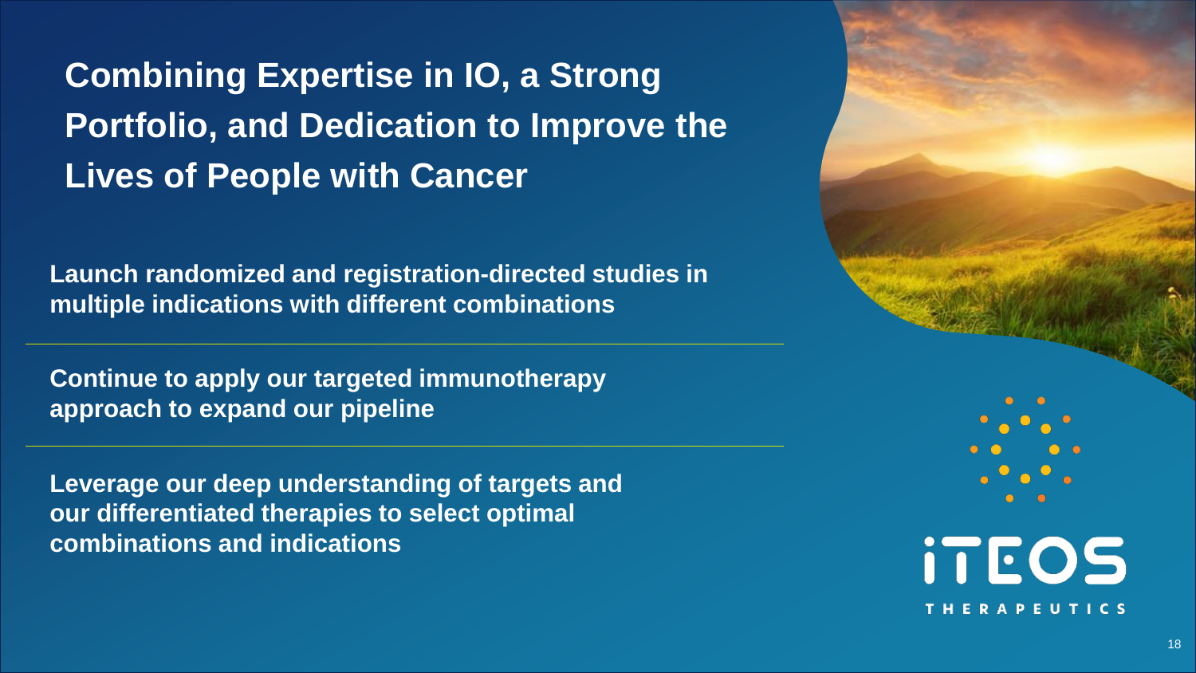# Combining Expertise in IO, a Strong Portfolio, and Dedication to Improve the Lives of People with Cancer

**Launch randomized and registration-directed studies in multiple indications with different combinations**

---

**Continue to apply our targeted immunotherapy approach to expand our pipeline**

---

**Leverage our deep understanding of targets and our differentiated therapies to select optimal combinations and indications**

iTEOS THERAPEUTICS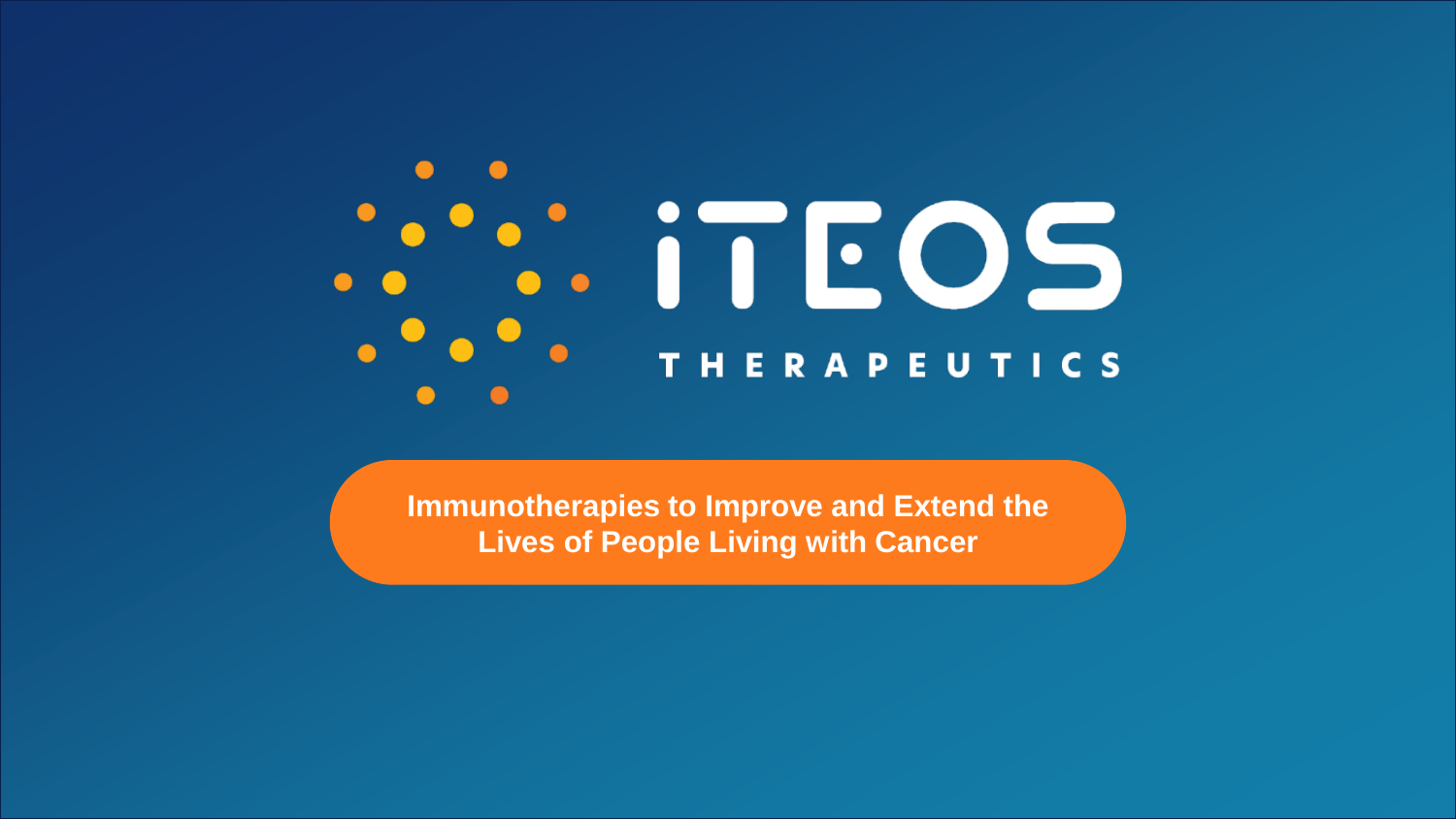iTEOS

THERAPEUTICS

**Immunotherapies to Improve and Extend the Lives of People Living with Cancer**